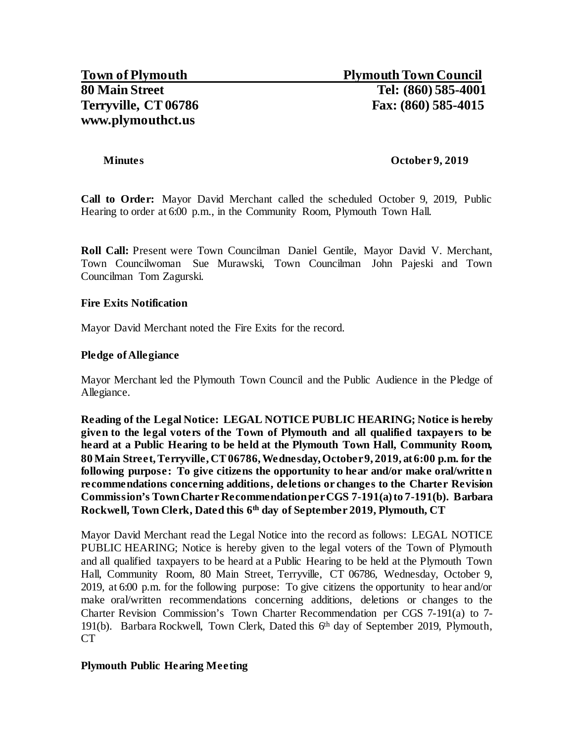**Town of Plymouth** **Plymouth Town Council**
**80 Main Street** **Tel: (860) 585-4001**
**Terryville, CT 06786** **Fax: (860) 585-4015**
**www.plymouthct.us**

**Minutes** **October 9, 2019**

**Call to Order:** Mayor David Merchant called the scheduled October 9, 2019, Public Hearing to order at 6:00 p.m., in the Community Room, Plymouth Town Hall.

**Roll Call:** Present were Town Councilman Daniel Gentile, Mayor David V. Merchant, Town Councilwoman Sue Murawski, Town Councilman John Pajeski and Town Councilman Tom Zagurski.

**Fire Exits Notification**

Mayor David Merchant noted the Fire Exits for the record.

**Pledge of Allegiance**

Mayor Merchant led the Plymouth Town Council and the Public Audience in the Pledge of Allegiance.

**Reading of the Legal Notice: LEGAL NOTICE PUBLIC HEARING; Notice is hereby given to the legal voters of the Town of Plymouth and all qualified taxpayers to be heard at a Public Hearing to be held at the Plymouth Town Hall, Community Room, 80 Main Street, Terryville, CT 06786, Wednesday, October 9, 2019, at 6:00 p.m. for the following purpose: To give citizens the opportunity to hear and/or make oral/written recommendations concerning additions, deletions or changes to the Charter Revision Commission's Town Charter Recommendation per CGS 7-191(a) to 7-191(b). Barbara Rockwell, Town Clerk, Dated this 6th day of September 2019, Plymouth, CT**

Mayor David Merchant read the Legal Notice into the record as follows: LEGAL NOTICE PUBLIC HEARING; Notice is hereby given to the legal voters of the Town of Plymouth and all qualified taxpayers to be heard at a Public Hearing to be held at the Plymouth Town Hall, Community Room, 80 Main Street, Terryville, CT 06786, Wednesday, October 9, 2019, at 6:00 p.m. for the following purpose: To give citizens the opportunity to hear and/or make oral/written recommendations concerning additions, deletions or changes to the Charter Revision Commission's Town Charter Recommendation per CGS 7-191(a) to 7-191(b). Barbara Rockwell, Town Clerk, Dated this 6th day of September 2019, Plymouth, CT

**Plymouth Public Hearing Meeting**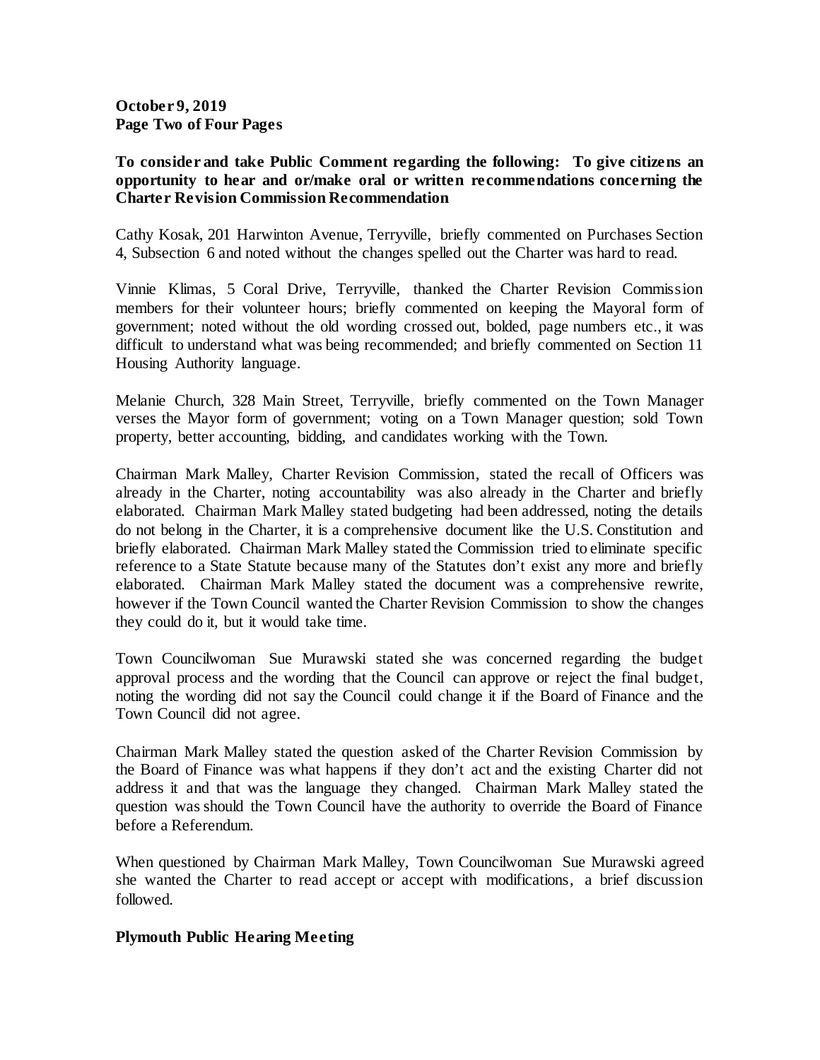**To consider and take Public Comment regarding the following: To give citizens an opportunity to hear and or/make oral or written recommendations concerning the Charter Revision Commission Recommendation**

Cathy Kosak, 201 Harwinton Avenue, Terryville, briefly commented on Purchases Section 4, Subsection 6 and noted without the changes spelled out the Charter was hard to read.

Vinnie Klimas, 5 Coral Drive, Terryville, thanked the Charter Revision Commission members for their volunteer hours; briefly commented on keeping the Mayoral form of government; noted without the old wording crossed out, bolded, page numbers etc., it was difficult to understand what was being recommended; and briefly commented on Section 11 Housing Authority language.

Melanie Church, 328 Main Street, Terryville, briefly commented on the Town Manager verses the Mayor form of government; voting on a Town Manager question; sold Town property, better accounting, bidding, and candidates working with the Town.

Chairman Mark Malley, Charter Revision Commission, stated the recall of Officers was already in the Charter, noting accountability was also already in the Charter and briefly elaborated. Chairman Mark Malley stated budgeting had been addressed, noting the details do not belong in the Charter, it is a comprehensive document like the U.S. Constitution and briefly elaborated. Chairman Mark Malley stated the Commission tried to eliminate specific reference to a State Statute because many of the Statutes don't exist any more and briefly elaborated. Chairman Mark Malley stated the document was a comprehensive rewrite, however if the Town Council wanted the Charter Revision Commission to show the changes they could do it, but it would take time.

Town Councilwoman Sue Murawski stated she was concerned regarding the budget approval process and the wording that the Council can approve or reject the final budget, noting the wording did not say the Council could change it if the Board of Finance and the Town Council did not agree.

Chairman Mark Malley stated the question asked of the Charter Revision Commission by the Board of Finance was what happens if they don't act and the existing Charter did not address it and that was the language they changed. Chairman Mark Malley stated the question was should the Town Council have the authority to override the Board of Finance before a Referendum.

When questioned by Chairman Mark Malley, Town Councilwoman Sue Murawski agreed she wanted the Charter to read accept or accept with modifications, a brief discussion followed.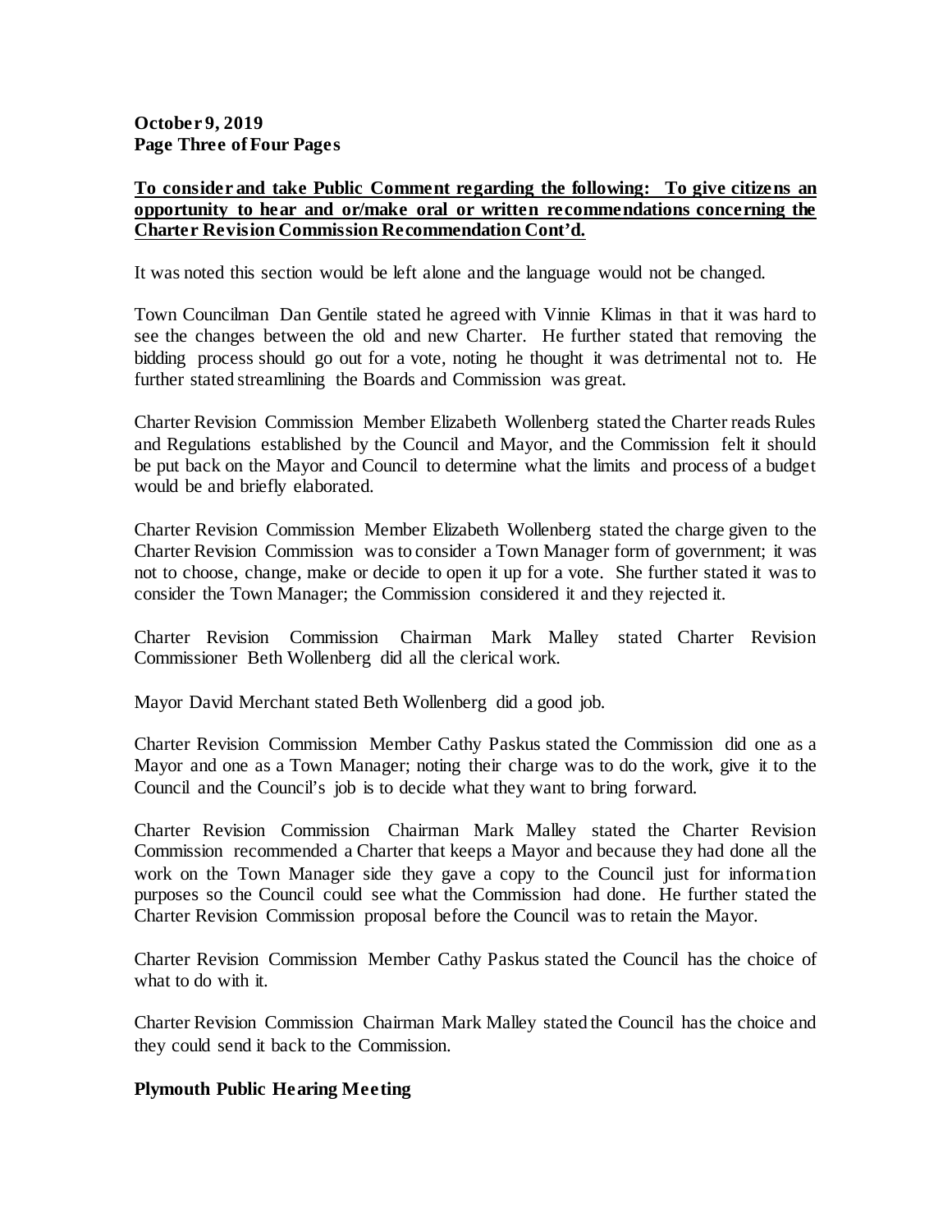**To consider and take Public Comment regarding the following: To give citizens an opportunity to hear and or/make oral or written recommendations concerning the Charter Revision Commission Recommendation Cont'd.**

It was noted this section would be left alone and the language would not be changed.

Town Councilman Dan Gentile stated he agreed with Vinnie Klimas in that it was hard to see the changes between the old and new Charter. He further stated that removing the bidding process should go out for a vote, noting he thought it was detrimental not to. He further stated streamlining the Boards and Commission was great.

Charter Revision Commission Member Elizabeth Wollenberg stated the Charter reads Rules and Regulations established by the Council and Mayor, and the Commission felt it should be put back on the Mayor and Council to determine what the limits and process of a budget would be and briefly elaborated.

Charter Revision Commission Member Elizabeth Wollenberg stated the charge given to the Charter Revision Commission was to consider a Town Manager form of government; it was not to choose, change, make or decide to open it up for a vote. She further stated it was to consider the Town Manager; the Commission considered it and they rejected it.

Charter Revision Commission Chairman Mark Malley stated Charter Revision Commissioner Beth Wollenberg did all the clerical work.

Mayor David Merchant stated Beth Wollenberg did a good job.

Charter Revision Commission Member Cathy Paskus stated the Commission did one as a Mayor and one as a Town Manager; noting their charge was to do the work, give it to the Council and the Council's job is to decide what they want to bring forward.

Charter Revision Commission Chairman Mark Malley stated the Charter Revision Commission recommended a Charter that keeps a Mayor and because they had done all the work on the Town Manager side they gave a copy to the Council just for information purposes so the Council could see what the Commission had done. He further stated the Charter Revision Commission proposal before the Council was to retain the Mayor.

Charter Revision Commission Member Cathy Paskus stated the Council has the choice of what to do with it.

Charter Revision Commission Chairman Mark Malley stated the Council has the choice and they could send it back to the Commission.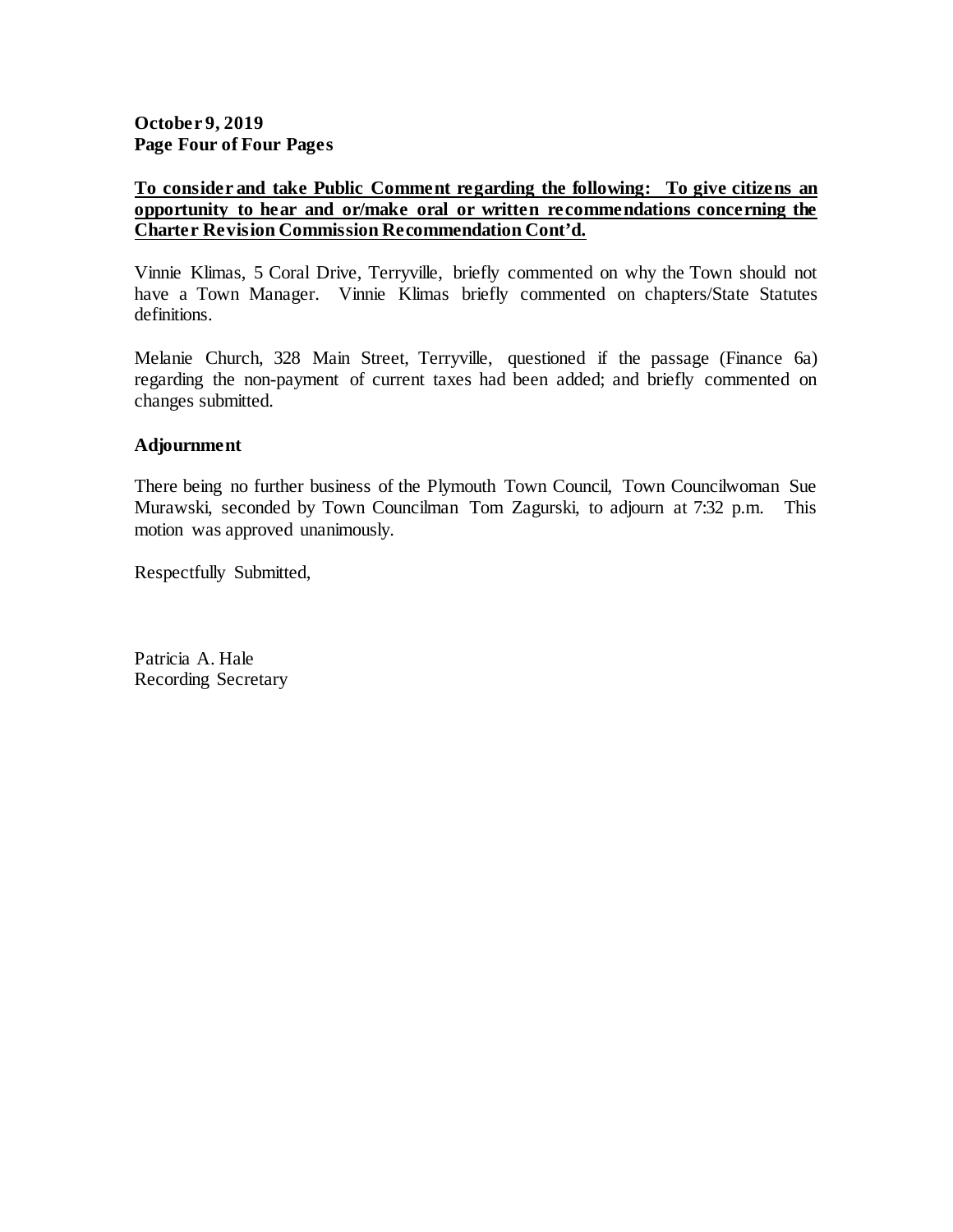**October 9, 2019**
**Page Four of Four Pages**

**To consider and take Public Comment regarding the following: To give citizens an opportunity to hear and or/make oral or written recommendations concerning the Charter Revision Commission Recommendation Cont'd.**

Vinnie Klimas, 5 Coral Drive, Terryville, briefly commented on why the Town should not have a Town Manager. Vinnie Klimas briefly commented on chapters/State Statutes definitions.

Melanie Church, 328 Main Street, Terryville, questioned if the passage (Finance 6a) regarding the non-payment of current taxes had been added; and briefly commented on changes submitted.

**Adjournment**

There being no further business of the Plymouth Town Council, Town Councilwoman Sue Murawski, seconded by Town Councilman Tom Zagurski, to adjourn at 7:32 p.m. This motion was approved unanimously.

Respectfully Submitted,

Patricia A. Hale
Recording Secretary